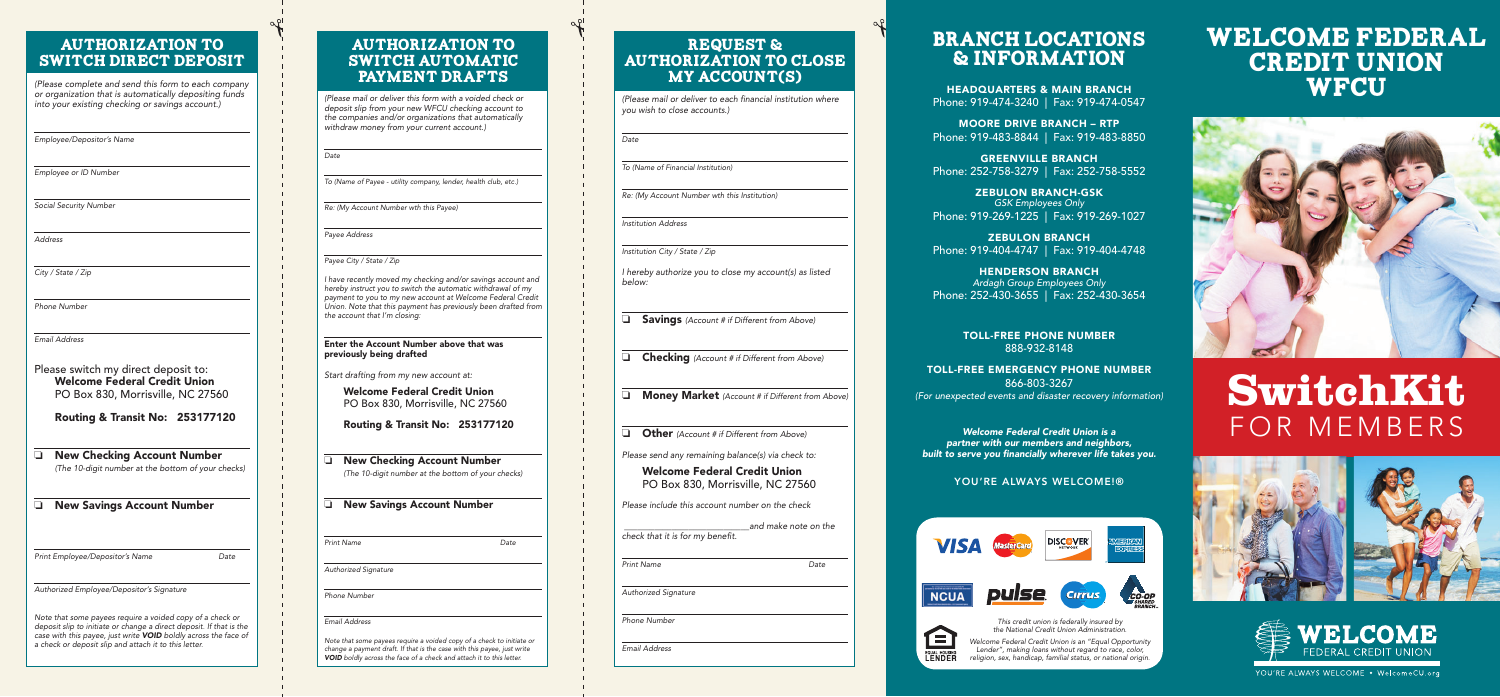## AUTHORIZATION TO SWITCH DIRECT DEPOSIT

*(Please complete and send this form to each company or organization that is automatically depositing funds into your existing checking or savings account.)*

*Employee/Depositor's Name*

*Employee or ID Number*

*Social Security Number*

*Address*

*City / State / Zip*

*Phone Number*

*Email Address*

Please switch my direct deposit to:
**Welcome Federal Credit Union**
PO Box 830, Morrisville, NC 27560

**Routing & Transit No: 253177120**

❑ **New Checking Account Number**
*(The 10-digit number at the bottom of your checks)*

❑ **New Savings Account Number**

*Print Employee/Depositor's Name* *Date*

*Authorized Employee/Depositor's Signature*

*Note that some payees require a voided copy of a check or deposit slip to initiate or change a direct deposit. If that is the case with this payee, just write* ***VOID*** *boldly across the face of a check or deposit slip and attach it to this letter.*

## AUTHORIZATION TO SWITCH AUTOMATIC PAYMENT DRAFTS

*(Please mail or deliver this form with a voided check or deposit slip from your new WFCU checking account to the companies and/or organizations that automatically withdraw money from your current account.)*

*Date*

*To (Name of Payee - utility company, lender, health club, etc.)*

*Re: (My Account Number wth this Payee)*

*Payee Address*

*Payee City / State / Zip*

*I have recently moved my checking and/or savings account and hereby instruct you to switch the automatic withdrawal of my payment to you to my new account at Welcome Federal Credit Union. Note that this payment has previously been drafted from the account that I'm closing:*

**Enter the Account Number above that was previously being drafted**

*Start drafting from my new account at:*

**Welcome Federal Credit Union**
PO Box 830, Morrisville, NC 27560

**Routing & Transit No: 253177120**

❑ **New Checking Account Number**
*(The 10-digit number at the bottom of your checks)*

❑ **New Savings Account Number**

*Print Name* *Date*

*Authorized Signature*

*Phone Number*

*Email Address*

*Note that some payees require a voided copy of a check to initiate or change a payment draft. If that is the case with this payee, just write* ***VOID*** *boldly across the face of a check and attach it to this letter.*

## REQUEST & AUTHORIZATION TO CLOSE MY ACCOUNT(S)

*(Please mail or deliver to each financial institution where you wish to close accounts.)*

*Date*

*To (Name of Financial Institution)*

*Re: (My Account Number wth this Institution)*

*Institution Address*

*Institution City / State / Zip*

*I hereby authorize you to close my account(s) as listed below:*

❑ **Savings** *(Account # if Different from Above)*

❑ **Checking** *(Account # if Different from Above)*

❑ **Money Market** *(Account # if Different from Above)*

❑ **Other** *(Account # if Different from Above)*

*Please send any remaining balance(s) via check to:*

**Welcome Federal Credit Union**
PO Box 830, Morrisville, NC 27560

*Please include this account number on the check*

\_\_\_\_\_\_\_\_\_\_\_\_\_\_\_\_\_\_\_\_\_\_\_\_ *and make note on the check that it is for my benefit.*

*Print Name* *Date*

*Authorized Signature*

*Phone Number*

*Email Address*

## BRANCH LOCATIONS & INFORMATION

**HEADQUARTERS & MAIN BRANCH**
Phone: 919-474-3240 | Fax: 919-474-0547

**MOORE DRIVE BRANCH – RTP**
Phone: 919-483-8844 | Fax: 919-483-8850

**GREENVILLE BRANCH**
Phone: 252-758-3279 | Fax: 252-758-5552

**ZEBULON BRANCH-GSK**
*GSK Employees Only*
Phone: 919-269-1225 | Fax: 919-269-1027

**ZEBULON BRANCH**
Phone: 919-404-4747 | Fax: 919-404-4748

**HENDERSON BRANCH**
*Ardagh Group Employees Only*
Phone: 252-430-3655 | Fax: 252-430-3654

**TOLL-FREE PHONE NUMBER**
888-932-8148

**TOLL-FREE EMERGENCY PHONE NUMBER**
866-803-3267
*(For unexpected events and disaster recovery information)*

***Welcome Federal Credit Union is a partner with our members and neighbors, built to serve you financially wherever life takes you.***

**YOU'RE ALWAYS WELCOME!®**

VISA | MasterCard | DISCOVER | AMERICAN EXPRESS | NCUA | pulse | Cirrus | CO-OP SHARED BRANCH

*This credit union is federally insured by the National Credit Union Administration.*

*Welcome Federal Credit Union is an "Equal Opportunity Lender", making loans without regard to race, color, religion, sex, handicap, familial status, or national origin.*

EQUAL HOUSING LENDER

# WELCOME FEDERAL CREDIT UNION WFCU

# SwitchKit FOR MEMBERS

WELCOME FEDERAL CREDIT UNION

YOU'RE ALWAYS WELCOME • WelcomeCU.org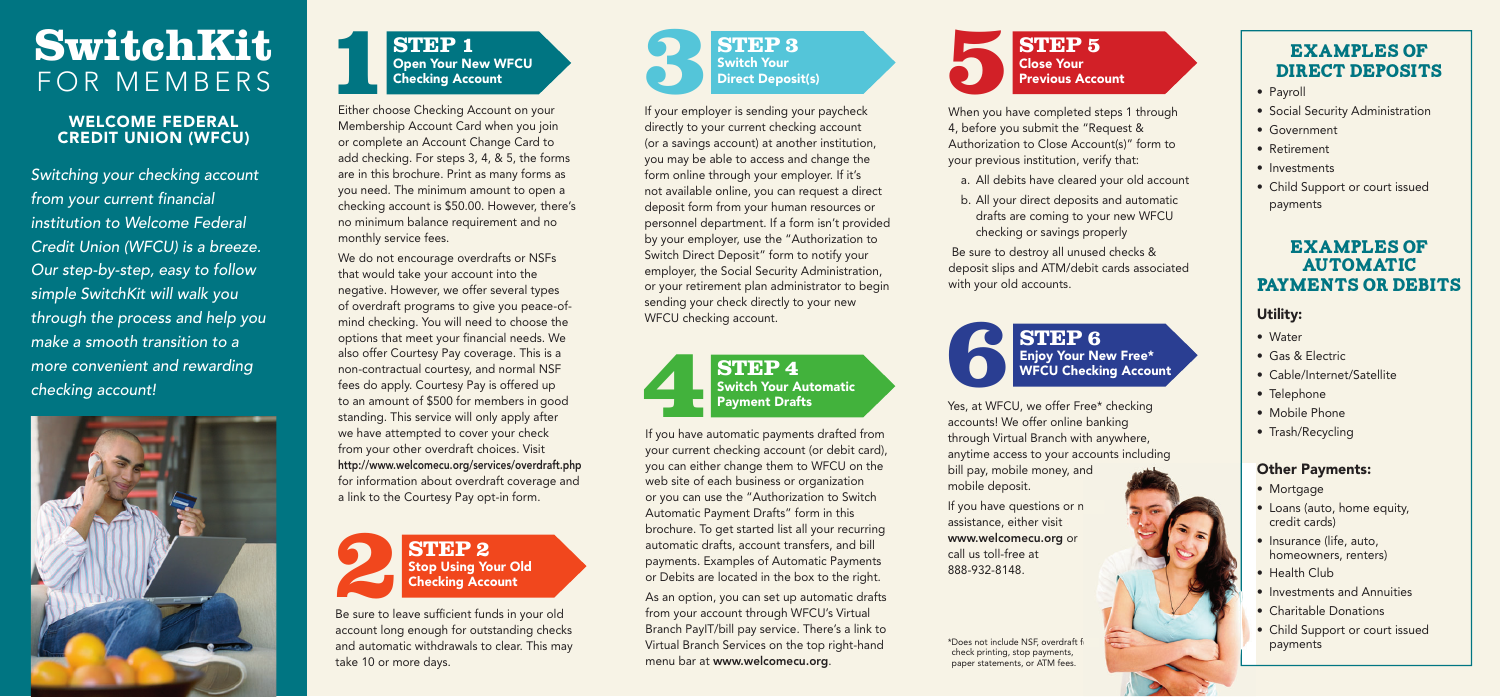# SwitchKit FOR MEMBERS

## WELCOME FEDERAL CREDIT UNION (WFCU)

*Switching your checking account from your current financial institution to Welcome Federal Credit Union (WFCU) is a breeze. Our step-by-step, easy to follow simple SwitchKit will walk you through the process and help you make a smooth transition to a more convenient and rewarding checking account!*

## STEP 1 Open Your New WFCU Checking Account

Either choose Checking Account on your Membership Account Card when you join or complete an Account Change Card to add checking. For steps 3, 4, & 5, the forms are in this brochure. Print as many forms as you need. The minimum amount to open a checking account is $50.00. However, there's no minimum balance requirement and no monthly service fees.

We do not encourage overdrafts or NSFs that would take your account into the negative. However, we offer several types of overdraft programs to give you peace-of-mind checking. You will need to choose the options that meet your financial needs. We also offer Courtesy Pay coverage. This is a non-contractual courtesy, and normal NSF fees do apply. Courtesy Pay is offered up to an amount of $500 for members in good standing. This service will only apply after we have attempted to cover your check from your other overdraft choices. Visit **http://www.welcomecu.org/services/overdraft.php** for information about overdraft coverage and a link to the Courtesy Pay opt-in form.

## STEP 2 Stop Using Your Old Checking Account

Be sure to leave sufficient funds in your old account long enough for outstanding checks and automatic withdrawals to clear. This may take 10 or more days.

## STEP 3 Switch Your Direct Deposit(s)

If your employer is sending your paycheck directly to your current checking account (or a savings account) at another institution, you may be able to access and change the form online through your employer. If it's not available online, you can request a direct deposit form from your human resources or personnel department. If a form isn't provided by your employer, use the "Authorization to Switch Direct Deposit" form to notify your employer, the Social Security Administration, or your retirement plan administrator to begin sending your check directly to your new WFCU checking account.

## STEP 4 Switch Your Automatic Payment Drafts

If you have automatic payments drafted from your current checking account (or debit card), you can either change them to WFCU on the web site of each business or organization or you can use the "Authorization to Switch Automatic Payment Drafts" form in this brochure. To get started list all your recurring automatic drafts, account transfers, and bill payments. Examples of Automatic Payments or Debits are located in the box to the right.

As an option, you can set up automatic drafts from your account through WFCU's Virtual Branch PayIT/bill pay service. There's a link to Virtual Branch Services on the top right-hand menu bar at **www.welcomecu.org**.

## STEP 5 Close Your Previous Account

When you have completed steps 1 through 4, before you submit the "Request & Authorization to Close Account(s)" form to your previous institution, verify that:

a. All debits have cleared your old account

b. All your direct deposits and automatic drafts are coming to your new WFCU checking or savings properly

Be sure to destroy all unused checks & deposit slips and ATM/debit cards associated with your old accounts.

## STEP 6 Enjoy Your New Free* WFCU Checking Account

Yes, at WFCU, we offer Free* checking accounts! We offer online banking through Virtual Branch with anywhere, anytime access to your accounts including bill pay, mobile money, and mobile deposit.

If you have questions or n assistance, either visit **www.welcomecu.org** or call us toll-free at 888-932-8148.

*Does not include NSF, overdraft f check printing, stop payments, paper statements, or ATM fees.

## EXAMPLES OF DIRECT DEPOSITS

- Payroll
- Social Security Administration
- Government
- Retirement
- Investments
- Child Support or court issued payments

## EXAMPLES OF AUTOMATIC PAYMENTS OR DEBITS

### Utility:

- Water
- Gas & Electric
- Cable/Internet/Satellite
- Telephone
- Mobile Phone
- Trash/Recycling

### Other Payments:

- Mortgage
- Loans (auto, home equity, credit cards)
- Insurance (life, auto, homeowners, renters)
- Health Club
- Investments and Annuities
- Charitable Donations
- Child Support or court issued payments